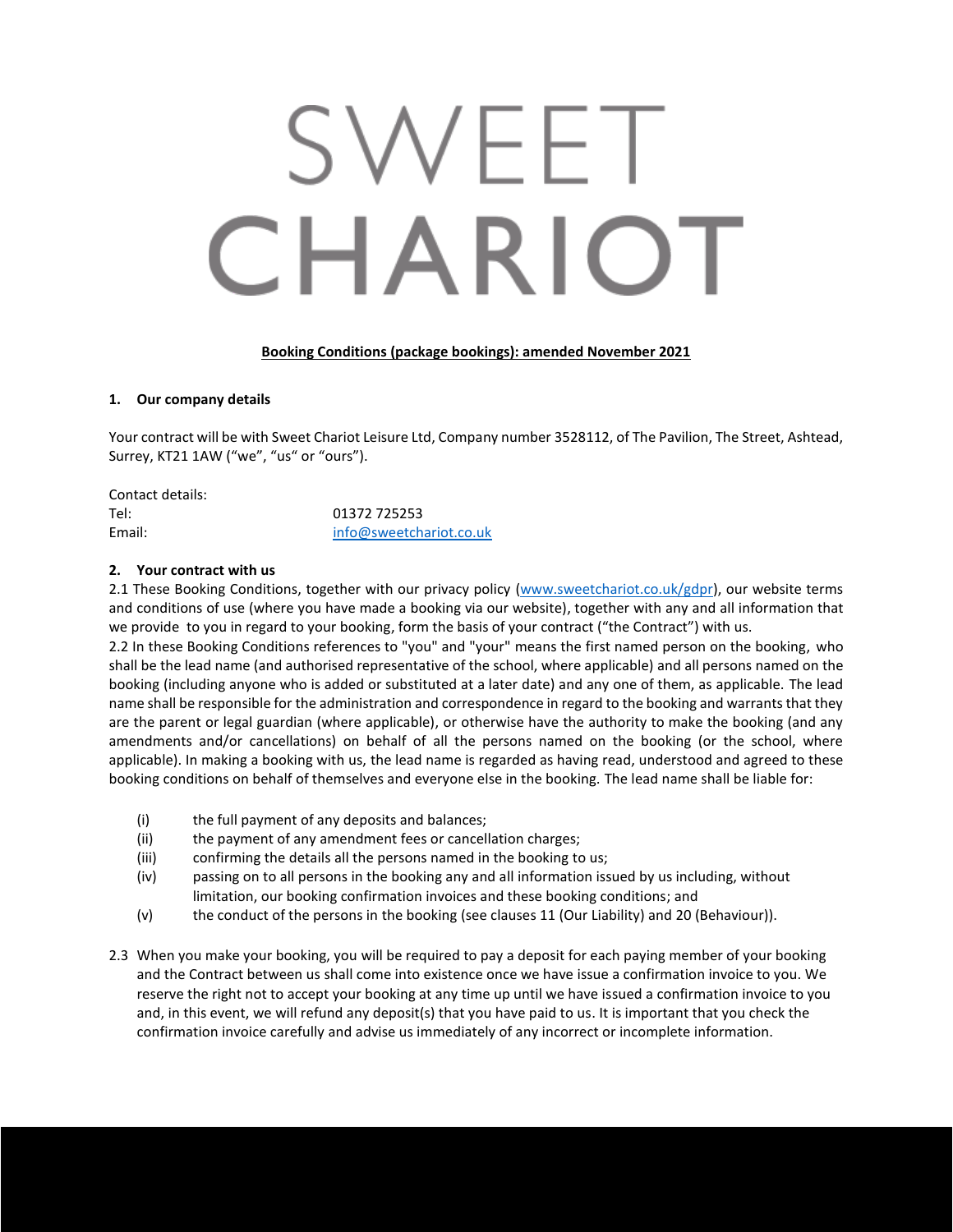# SWEET CHARIOT

**Booking Conditions (package bookings): amended November 2021**

## 1. Our company details

Your contract will be with Sweet Chariot Leisure Ltd, Company number 3528112, of The Pavilion, The Street, Ashtead, Surrey, KT21 1AW ("we", "us" or "ours").

Contact details:

Tel: 01372 725253

Email: info@sweetchariot.co.uk

## 2. Your contract with us

2.1 These Booking Conditions, together with our privacy policy (www.sweetchariot.co.uk/gdpr), our website terms and conditions of use (where you have made a booking via our website), together with any and all information that we provide to you in regard to your booking, form the basis of your contract ("the Contract") with us.

2.2 In these Booking Conditions references to "you" and "your" means the first named person on the booking, who shall be the lead name (and authorised representative of the school, where applicable) and all persons named on the booking (including anyone who is added or substituted at a later date) and any one of them, as applicable. The lead name shall be responsible for the administration and correspondence in regard to the booking and warrants that they are the parent or legal guardian (where applicable), or otherwise have the authority to make the booking (and any amendments and/or cancellations) on behalf of all the persons named on the booking (or the school, where applicable). In making a booking with us, the lead name is regarded as having read, understood and agreed to these booking conditions on behalf of themselves and everyone else in the booking. The lead name shall be liable for:

- (i) the full payment of any deposits and balances;
- (ii) the payment of any amendment fees or cancellation charges;
- (iii) confirming the details all the persons named in the booking to us;
- (iv) passing on to all persons in the booking any and all information issued by us including, without limitation, our booking confirmation invoices and these booking conditions; and
- (v) the conduct of the persons in the booking (see clauses 11 (Our Liability) and 20 (Behaviour)).

2.3 When you make your booking, you will be required to pay a deposit for each paying member of your booking and the Contract between us shall come into existence once we have issue a confirmation invoice to you. We reserve the right not to accept your booking at any time up until we have issued a confirmation invoice to you and, in this event, we will refund any deposit(s) that you have paid to us. It is important that you check the confirmation invoice carefully and advise us immediately of any incorrect or incomplete information.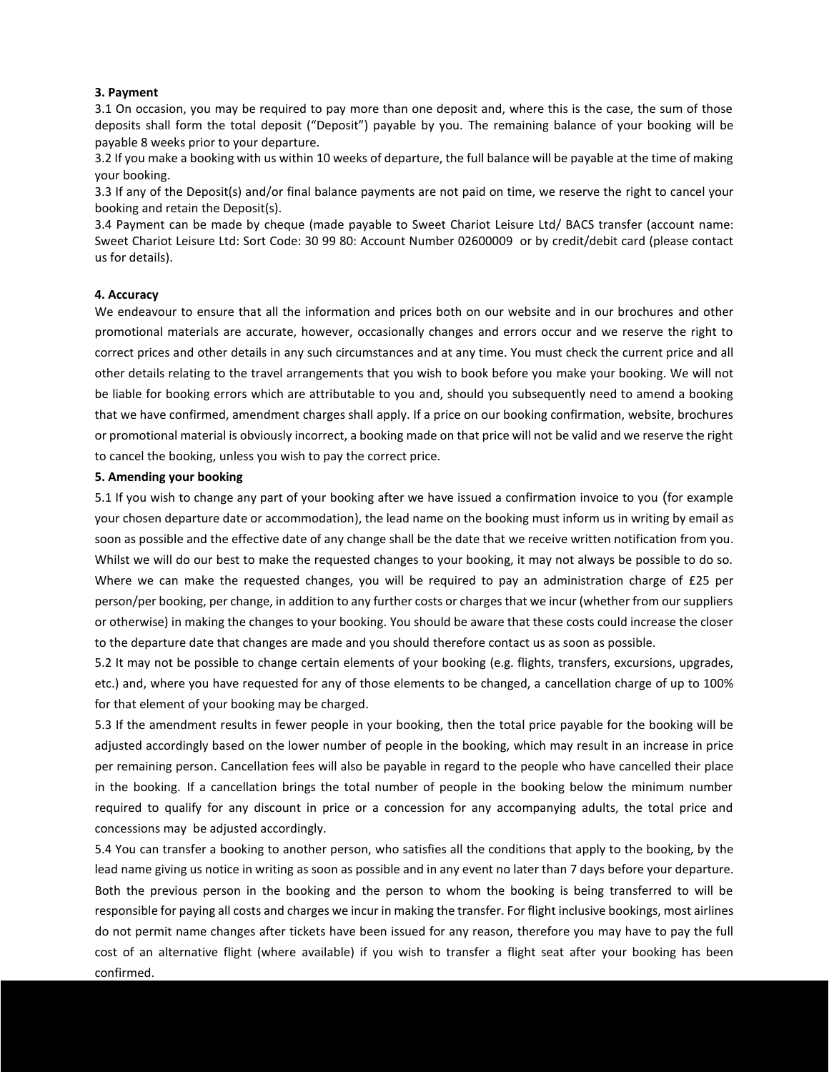**3. Payment**

3.1 On occasion, you may be required to pay more than one deposit and, where this is the case, the sum of those deposits shall form the total deposit ("Deposit") payable by you. The remaining balance of your booking will be payable 8 weeks prior to your departure.

3.2 If you make a booking with us within 10 weeks of departure, the full balance will be payable at the time of making your booking.

3.3 If any of the Deposit(s) and/or final balance payments are not paid on time, we reserve the right to cancel your booking and retain the Deposit(s).

3.4 Payment can be made by cheque (made payable to Sweet Chariot Leisure Ltd/ BACS transfer (account name: Sweet Chariot Leisure Ltd: Sort Code: 30 99 80: Account Number 02600009 or by credit/debit card (please contact us for details).

**4. Accuracy**

We endeavour to ensure that all the information and prices both on our website and in our brochures and other promotional materials are accurate, however, occasionally changes and errors occur and we reserve the right to correct prices and other details in any such circumstances and at any time. You must check the current price and all other details relating to the travel arrangements that you wish to book before you make your booking. We will not be liable for booking errors which are attributable to you and, should you subsequently need to amend a booking that we have confirmed, amendment charges shall apply. If a price on our booking confirmation, website, brochures or promotional material is obviously incorrect, a booking made on that price will not be valid and we reserve the right to cancel the booking, unless you wish to pay the correct price.

**5. Amending your booking**

5.1 If you wish to change any part of your booking after we have issued a confirmation invoice to you (for example your chosen departure date or accommodation), the lead name on the booking must inform us in writing by email as soon as possible and the effective date of any change shall be the date that we receive written notification from you. Whilst we will do our best to make the requested changes to your booking, it may not always be possible to do so. Where we can make the requested changes, you will be required to pay an administration charge of £25 per person/per booking, per change, in addition to any further costs or charges that we incur (whether from our suppliers or otherwise) in making the changes to your booking. You should be aware that these costs could increase the closer to the departure date that changes are made and you should therefore contact us as soon as possible.

5.2 It may not be possible to change certain elements of your booking (e.g. flights, transfers, excursions, upgrades, etc.) and, where you have requested for any of those elements to be changed, a cancellation charge of up to 100% for that element of your booking may be charged.

5.3 If the amendment results in fewer people in your booking, then the total price payable for the booking will be adjusted accordingly based on the lower number of people in the booking, which may result in an increase in price per remaining person. Cancellation fees will also be payable in regard to the people who have cancelled their place in the booking. If a cancellation brings the total number of people in the booking below the minimum number required to qualify for any discount in price or a concession for any accompanying adults, the total price and concessions may be adjusted accordingly.

5.4 You can transfer a booking to another person, who satisfies all the conditions that apply to the booking, by the lead name giving us notice in writing as soon as possible and in any event no later than 7 days before your departure. Both the previous person in the booking and the person to whom the booking is being transferred to will be responsible for paying all costs and charges we incur in making the transfer. For flight inclusive bookings, most airlines do not permit name changes after tickets have been issued for any reason, therefore you may have to pay the full cost of an alternative flight (where available) if you wish to transfer a flight seat after your booking has been confirmed.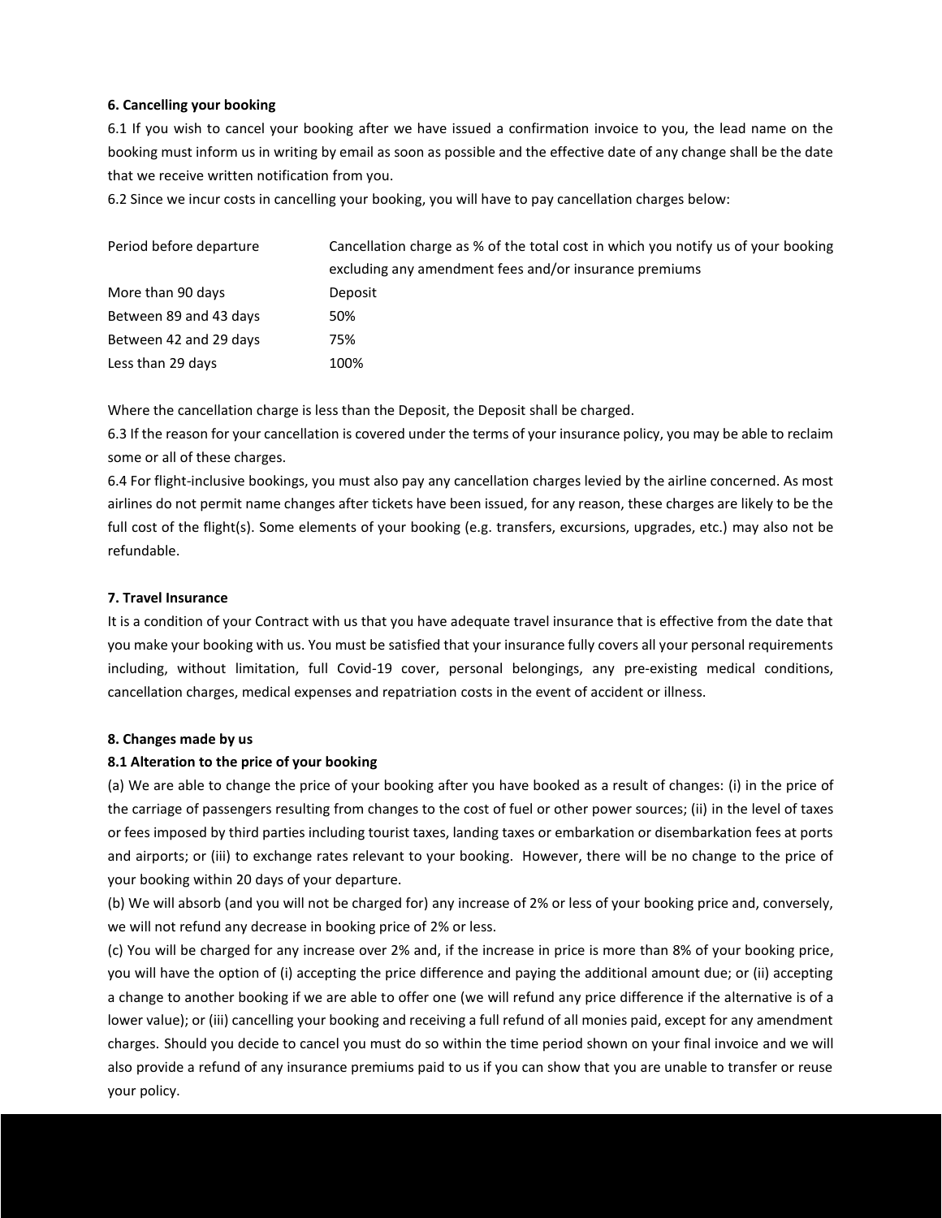### 6. Cancelling your booking

6.1 If you wish to cancel your booking after we have issued a confirmation invoice to you, the lead name on the booking must inform us in writing by email as soon as possible and the effective date of any change shall be the date that we receive written notification from you.

6.2 Since we incur costs in cancelling your booking, you will have to pay cancellation charges below:

| Period before departure | Cancellation charge as % of the total cost in which you notify us of your booking excluding any amendment fees and/or insurance premiums |
|---|---|
| More than 90 days | Deposit |
| Between 89 and 43 days | 50% |
| Between 42 and 29 days | 75% |
| Less than 29 days | 100% |

Where the cancellation charge is less than the Deposit, the Deposit shall be charged.

6.3 If the reason for your cancellation is covered under the terms of your insurance policy, you may be able to reclaim some or all of these charges.

6.4 For flight-inclusive bookings, you must also pay any cancellation charges levied by the airline concerned. As most airlines do not permit name changes after tickets have been issued, for any reason, these charges are likely to be the full cost of the flight(s). Some elements of your booking (e.g. transfers, excursions, upgrades, etc.) may also not be refundable.

### 7. Travel Insurance

It is a condition of your Contract with us that you have adequate travel insurance that is effective from the date that you make your booking with us. You must be satisfied that your insurance fully covers all your personal requirements including, without limitation, full Covid-19 cover, personal belongings, any pre-existing medical conditions, cancellation charges, medical expenses and repatriation costs in the event of accident or illness.

### 8. Changes made by us

#### 8.1 Alteration to the price of your booking

(a) We are able to change the price of your booking after you have booked as a result of changes: (i) in the price of the carriage of passengers resulting from changes to the cost of fuel or other power sources; (ii) in the level of taxes or fees imposed by third parties including tourist taxes, landing taxes or embarkation or disembarkation fees at ports and airports; or (iii) to exchange rates relevant to your booking. However, there will be no change to the price of your booking within 20 days of your departure.

(b) We will absorb (and you will not be charged for) any increase of 2% or less of your booking price and, conversely, we will not refund any decrease in booking price of 2% or less.

(c) You will be charged for any increase over 2% and, if the increase in price is more than 8% of your booking price, you will have the option of (i) accepting the price difference and paying the additional amount due; or (ii) accepting a change to another booking if we are able to offer one (we will refund any price difference if the alternative is of a lower value); or (iii) cancelling your booking and receiving a full refund of all monies paid, except for any amendment charges. Should you decide to cancel you must do so within the time period shown on your final invoice and we will also provide a refund of any insurance premiums paid to us if you can show that you are unable to transfer or reuse your policy.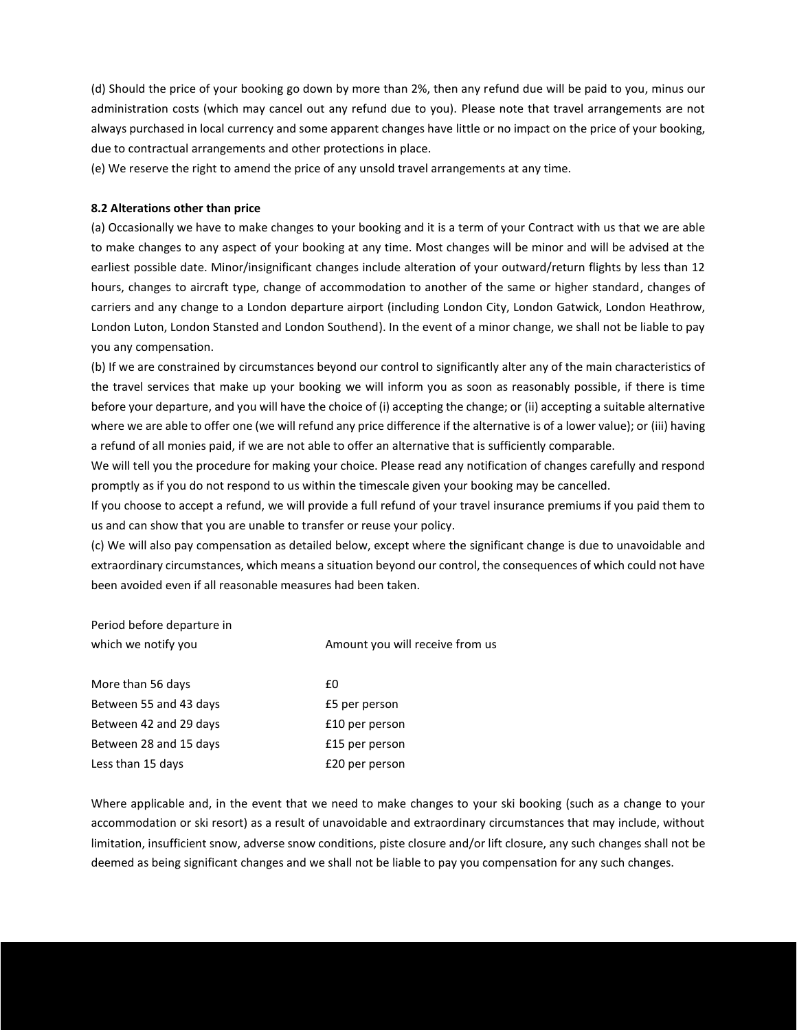(d) Should the price of your booking go down by more than 2%, then any refund due will be paid to you, minus our administration costs (which may cancel out any refund due to you). Please note that travel arrangements are not always purchased in local currency and some apparent changes have little or no impact on the price of your booking, due to contractual arrangements and other protections in place.

(e) We reserve the right to amend the price of any unsold travel arrangements at any time.

**8.2 Alterations other than price**

(a) Occasionally we have to make changes to your booking and it is a term of your Contract with us that we are able to make changes to any aspect of your booking at any time. Most changes will be minor and will be advised at the earliest possible date. Minor/insignificant changes include alteration of your outward/return flights by less than 12 hours, changes to aircraft type, change of accommodation to another of the same or higher standard, changes of carriers and any change to a London departure airport (including London City, London Gatwick, London Heathrow, London Luton, London Stansted and London Southend). In the event of a minor change, we shall not be liable to pay you any compensation.

(b) If we are constrained by circumstances beyond our control to significantly alter any of the main characteristics of the travel services that make up your booking we will inform you as soon as reasonably possible, if there is time before your departure, and you will have the choice of (i) accepting the change; or (ii) accepting a suitable alternative where we are able to offer one (we will refund any price difference if the alternative is of a lower value); or (iii) having a refund of all monies paid, if we are not able to offer an alternative that is sufficiently comparable.

We will tell you the procedure for making your choice. Please read any notification of changes carefully and respond promptly as if you do not respond to us within the timescale given your booking may be cancelled.

If you choose to accept a refund, we will provide a full refund of your travel insurance premiums if you paid them to us and can show that you are unable to transfer or reuse your policy.

(c) We will also pay compensation as detailed below, except where the significant change is due to unavoidable and extraordinary circumstances, which means a situation beyond our control, the consequences of which could not have been avoided even if all reasonable measures had been taken.

| Period before departure in which we notify you | Amount you will receive from us |
| --- | --- |
| More than 56 days | £0 |
| Between 55 and 43 days | £5 per person |
| Between 42 and 29 days | £10 per person |
| Between 28 and 15 days | £15 per person |
| Less than 15 days | £20 per person |

Where applicable and, in the event that we need to make changes to your ski booking (such as a change to your accommodation or ski resort) as a result of unavoidable and extraordinary circumstances that may include, without limitation, insufficient snow, adverse snow conditions, piste closure and/or lift closure, any such changes shall not be deemed as being significant changes and we shall not be liable to pay you compensation for any such changes.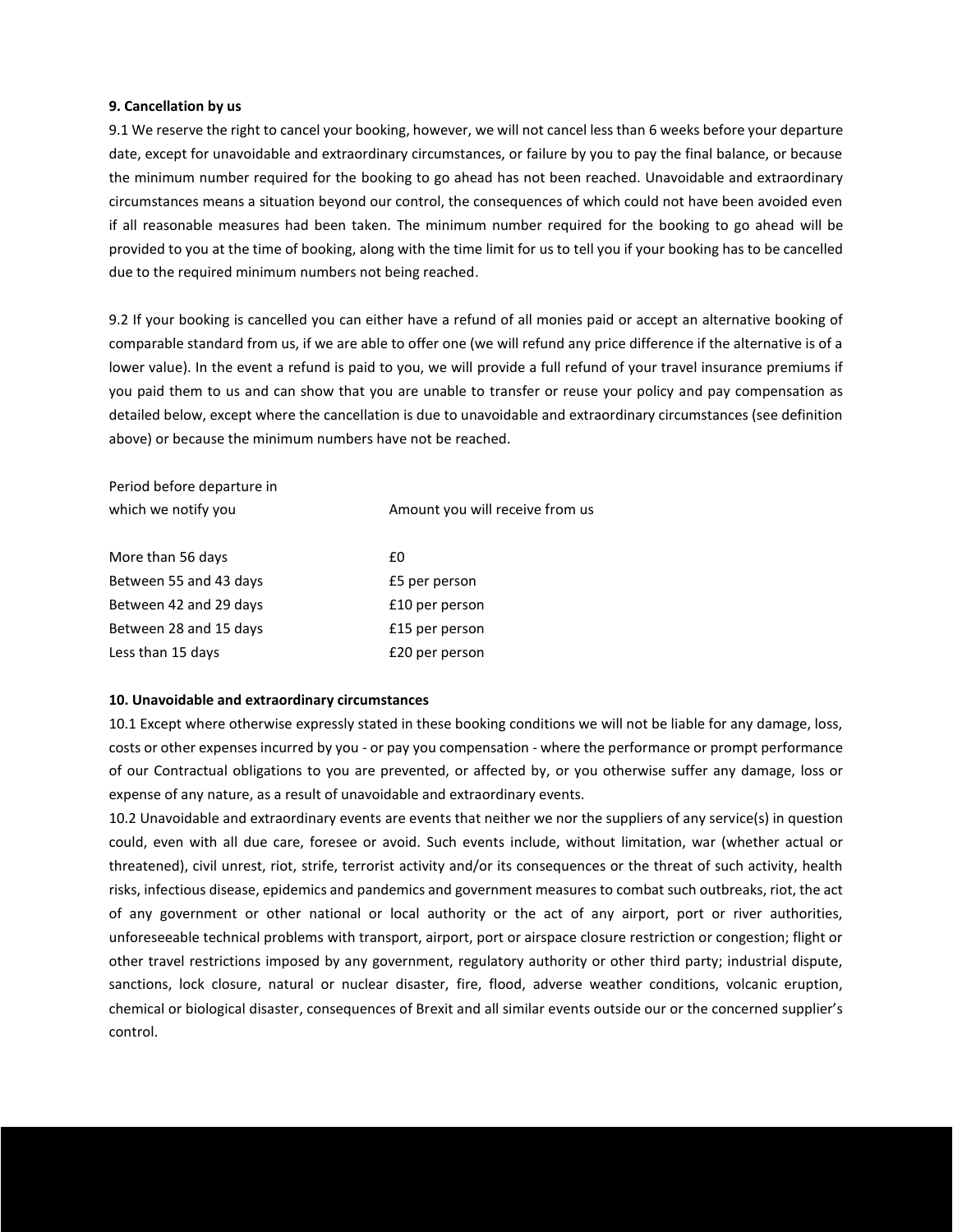**9. Cancellation by us**

9.1 We reserve the right to cancel your booking, however, we will not cancel less than 6 weeks before your departure date, except for unavoidable and extraordinary circumstances, or failure by you to pay the final balance, or because the minimum number required for the booking to go ahead has not been reached. Unavoidable and extraordinary circumstances means a situation beyond our control, the consequences of which could not have been avoided even if all reasonable measures had been taken. The minimum number required for the booking to go ahead will be provided to you at the time of booking, along with the time limit for us to tell you if your booking has to be cancelled due to the required minimum numbers not being reached.

9.2 If your booking is cancelled you can either have a refund of all monies paid or accept an alternative booking of comparable standard from us, if we are able to offer one (we will refund any price difference if the alternative is of a lower value). In the event a refund is paid to you, we will provide a full refund of your travel insurance premiums if you paid them to us and can show that you are unable to transfer or reuse your policy and pay compensation as detailed below, except where the cancellation is due to unavoidable and extraordinary circumstances (see definition above) or because the minimum numbers have not be reached.

| Period before departure in which we notify you | Amount you will receive from us |
|---|---|
| More than 56 days | £0 |
| Between 55 and 43 days | £5 per person |
| Between 42 and 29 days | £10 per person |
| Between 28 and 15 days | £15 per person |
| Less than 15 days | £20 per person |

**10. Unavoidable and extraordinary circumstances**

10.1 Except where otherwise expressly stated in these booking conditions we will not be liable for any damage, loss, costs or other expenses incurred by you - or pay you compensation - where the performance or prompt performance of our Contractual obligations to you are prevented, or affected by, or you otherwise suffer any damage, loss or expense of any nature, as a result of unavoidable and extraordinary events.

10.2 Unavoidable and extraordinary events are events that neither we nor the suppliers of any service(s) in question could, even with all due care, foresee or avoid. Such events include, without limitation, war (whether actual or threatened), civil unrest, riot, strife, terrorist activity and/or its consequences or the threat of such activity, health risks, infectious disease, epidemics and pandemics and government measures to combat such outbreaks, riot, the act of any government or other national or local authority or the act of any airport, port or river authorities, unforeseeable technical problems with transport, airport, port or airspace closure restriction or congestion; flight or other travel restrictions imposed by any government, regulatory authority or other third party; industrial dispute, sanctions, lock closure, natural or nuclear disaster, fire, flood, adverse weather conditions, volcanic eruption, chemical or biological disaster, consequences of Brexit and all similar events outside our or the concerned supplier's control.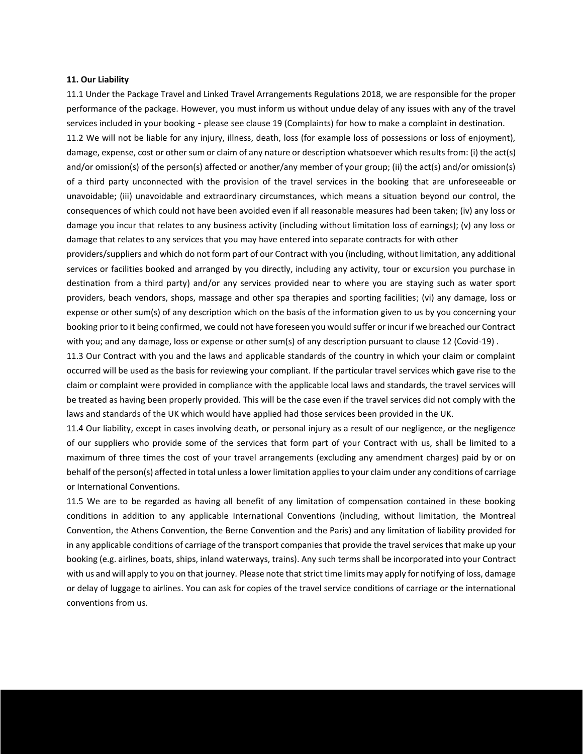**11. Our Liability**

11.1 Under the Package Travel and Linked Travel Arrangements Regulations 2018, we are responsible for the proper performance of the package. However, you must inform us without undue delay of any issues with any of the travel services included in your booking - please see clause 19 (Complaints) for how to make a complaint in destination.

11.2 We will not be liable for any injury, illness, death, loss (for example loss of possessions or loss of enjoyment), damage, expense, cost or other sum or claim of any nature or description whatsoever which results from: (i) the act(s) and/or omission(s) of the person(s) affected or another/any member of your group; (ii) the act(s) and/or omission(s) of a third party unconnected with the provision of the travel services in the booking that are unforeseeable or unavoidable; (iii) unavoidable and extraordinary circumstances, which means a situation beyond our control, the consequences of which could not have been avoided even if all reasonable measures had been taken; (iv) any loss or damage you incur that relates to any business activity (including without limitation loss of earnings); (v) any loss or damage that relates to any services that you may have entered into separate contracts for with other providers/suppliers and which do not form part of our Contract with you (including, without limitation, any additional services or facilities booked and arranged by you directly, including any activity, tour or excursion you purchase in destination from a third party) and/or any services provided near to where you are staying such as water sport providers, beach vendors, shops, massage and other spa therapies and sporting facilities; (vi) any damage, loss or expense or other sum(s) of any description which on the basis of the information given to us by you concerning your booking prior to it being confirmed, we could not have foreseen you would suffer or incur if we breached our Contract with you; and any damage, loss or expense or other sum(s) of any description pursuant to clause 12 (Covid-19) .

11.3 Our Contract with you and the laws and applicable standards of the country in which your claim or complaint occurred will be used as the basis for reviewing your compliant. If the particular travel services which gave rise to the claim or complaint were provided in compliance with the applicable local laws and standards, the travel services will be treated as having been properly provided. This will be the case even if the travel services did not comply with the laws and standards of the UK which would have applied had those services been provided in the UK.

11.4 Our liability, except in cases involving death, or personal injury as a result of our negligence, or the negligence of our suppliers who provide some of the services that form part of your Contract with us, shall be limited to a maximum of three times the cost of your travel arrangements (excluding any amendment charges) paid by or on behalf of the person(s) affected in total unless a lower limitation applies to your claim under any conditions of carriage or International Conventions.

11.5 We are to be regarded as having all benefit of any limitation of compensation contained in these booking conditions in addition to any applicable International Conventions (including, without limitation, the Montreal Convention, the Athens Convention, the Berne Convention and the Paris) and any limitation of liability provided for in any applicable conditions of carriage of the transport companies that provide the travel services that make up your booking (e.g. airlines, boats, ships, inland waterways, trains). Any such terms shall be incorporated into your Contract with us and will apply to you on that journey. Please note that strict time limits may apply for notifying of loss, damage or delay of luggage to airlines. You can ask for copies of the travel service conditions of carriage or the international conventions from us.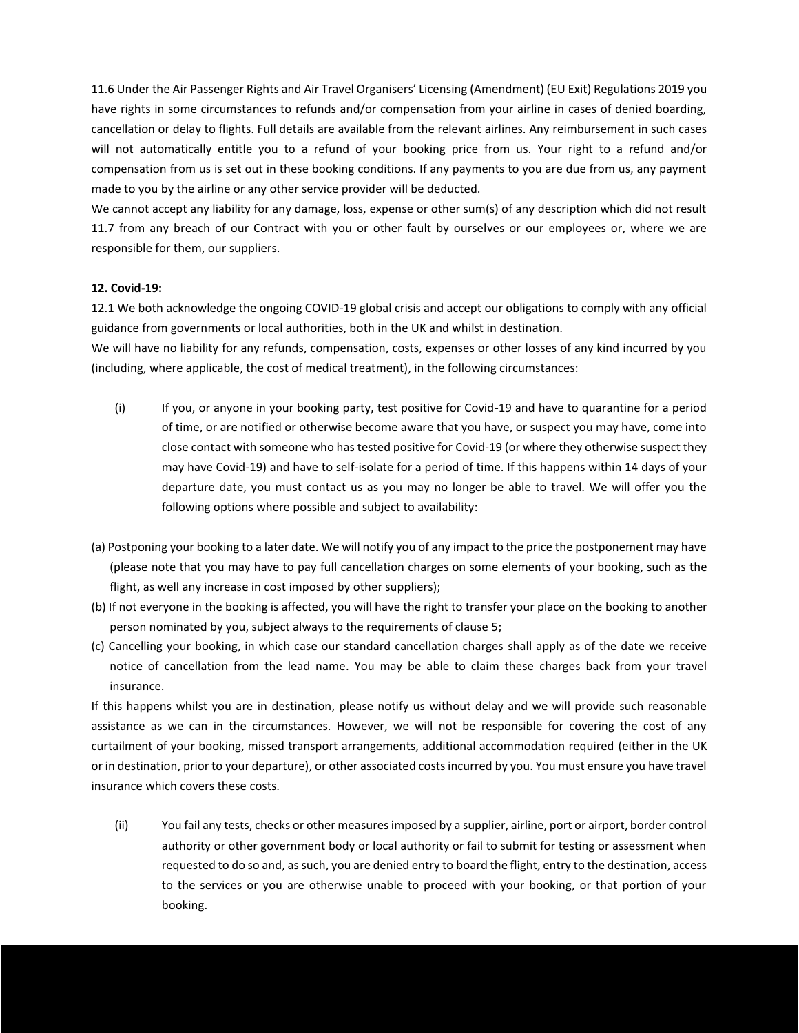11.6 Under the Air Passenger Rights and Air Travel Organisers' Licensing (Amendment) (EU Exit) Regulations 2019 you have rights in some circumstances to refunds and/or compensation from your airline in cases of denied boarding, cancellation or delay to flights. Full details are available from the relevant airlines. Any reimbursement in such cases will not automatically entitle you to a refund of your booking price from us. Your right to a refund and/or compensation from us is set out in these booking conditions. If any payments to you are due from us, any payment made to you by the airline or any other service provider will be deducted.

11.7 We cannot accept any liability for any damage, loss, expense or other sum(s) of any description which did not result from any breach of our Contract with you or other fault by ourselves or our employees or, where we are responsible for them, our suppliers.

**12. Covid-19:**

12.1 We both acknowledge the ongoing COVID-19 global crisis and accept our obligations to comply with any official guidance from governments or local authorities, both in the UK and whilst in destination.

We will have no liability for any refunds, compensation, costs, expenses or other losses of any kind incurred by you (including, where applicable, the cost of medical treatment), in the following circumstances:

(i) If you, or anyone in your booking party, test positive for Covid-19 and have to quarantine for a period of time, or are notified or otherwise become aware that you have, or suspect you may have, come into close contact with someone who has tested positive for Covid-19 (or where they otherwise suspect they may have Covid-19) and have to self-isolate for a period of time. If this happens within 14 days of your departure date, you must contact us as you may no longer be able to travel. We will offer you the following options where possible and subject to availability:

(a) Postponing your booking to a later date. We will notify you of any impact to the price the postponement may have (please note that you may have to pay full cancellation charges on some elements of your booking, such as the flight, as well any increase in cost imposed by other suppliers);

(b) If not everyone in the booking is affected, you will have the right to transfer your place on the booking to another person nominated by you, subject always to the requirements of clause 5;

(c) Cancelling your booking, in which case our standard cancellation charges shall apply as of the date we receive notice of cancellation from the lead name. You may be able to claim these charges back from your travel insurance.

If this happens whilst you are in destination, please notify us without delay and we will provide such reasonable assistance as we can in the circumstances. However, we will not be responsible for covering the cost of any curtailment of your booking, missed transport arrangements, additional accommodation required (either in the UK or in destination, prior to your departure), or other associated costs incurred by you. You must ensure you have travel insurance which covers these costs.

(ii) You fail any tests, checks or other measures imposed by a supplier, airline, port or airport, border control authority or other government body or local authority or fail to submit for testing or assessment when requested to do so and, as such, you are denied entry to board the flight, entry to the destination, access to the services or you are otherwise unable to proceed with your booking, or that portion of your booking.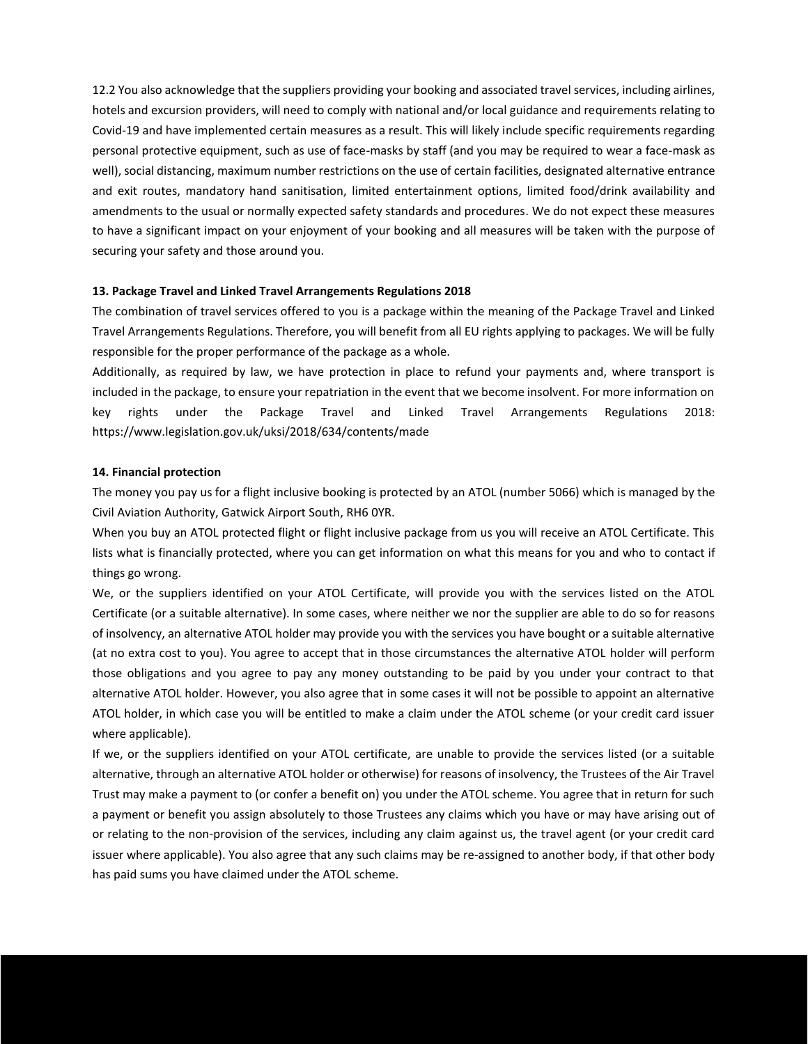12.2 You also acknowledge that the suppliers providing your booking and associated travel services, including airlines, hotels and excursion providers, will need to comply with national and/or local guidance and requirements relating to Covid-19 and have implemented certain measures as a result. This will likely include specific requirements regarding personal protective equipment, such as use of face-masks by staff (and you may be required to wear a face-mask as well), social distancing, maximum number restrictions on the use of certain facilities, designated alternative entrance and exit routes, mandatory hand sanitisation, limited entertainment options, limited food/drink availability and amendments to the usual or normally expected safety standards and procedures. We do not expect these measures to have a significant impact on your enjoyment of your booking and all measures will be taken with the purpose of securing your safety and those around you.

**13. Package Travel and Linked Travel Arrangements Regulations 2018**

The combination of travel services offered to you is a package within the meaning of the Package Travel and Linked Travel Arrangements Regulations. Therefore, you will benefit from all EU rights applying to packages. We will be fully responsible for the proper performance of the package as a whole.

Additionally, as required by law, we have protection in place to refund your payments and, where transport is included in the package, to ensure your repatriation in the event that we become insolvent. For more information on key rights under the Package Travel and Linked Travel Arrangements Regulations 2018: https://www.legislation.gov.uk/uksi/2018/634/contents/made

**14. Financial protection**

The money you pay us for a flight inclusive booking is protected by an ATOL (number 5066) which is managed by the Civil Aviation Authority, Gatwick Airport South, RH6 0YR.

When you buy an ATOL protected flight or flight inclusive package from us you will receive an ATOL Certificate. This lists what is financially protected, where you can get information on what this means for you and who to contact if things go wrong.

We, or the suppliers identified on your ATOL Certificate, will provide you with the services listed on the ATOL Certificate (or a suitable alternative). In some cases, where neither we nor the supplier are able to do so for reasons of insolvency, an alternative ATOL holder may provide you with the services you have bought or a suitable alternative (at no extra cost to you). You agree to accept that in those circumstances the alternative ATOL holder will perform those obligations and you agree to pay any money outstanding to be paid by you under your contract to that alternative ATOL holder. However, you also agree that in some cases it will not be possible to appoint an alternative ATOL holder, in which case you will be entitled to make a claim under the ATOL scheme (or your credit card issuer where applicable).

If we, or the suppliers identified on your ATOL certificate, are unable to provide the services listed (or a suitable alternative, through an alternative ATOL holder or otherwise) for reasons of insolvency, the Trustees of the Air Travel Trust may make a payment to (or confer a benefit on) you under the ATOL scheme. You agree that in return for such a payment or benefit you assign absolutely to those Trustees any claims which you have or may have arising out of or relating to the non-provision of the services, including any claim against us, the travel agent (or your credit card issuer where applicable). You also agree that any such claims may be re-assigned to another body, if that other body has paid sums you have claimed under the ATOL scheme.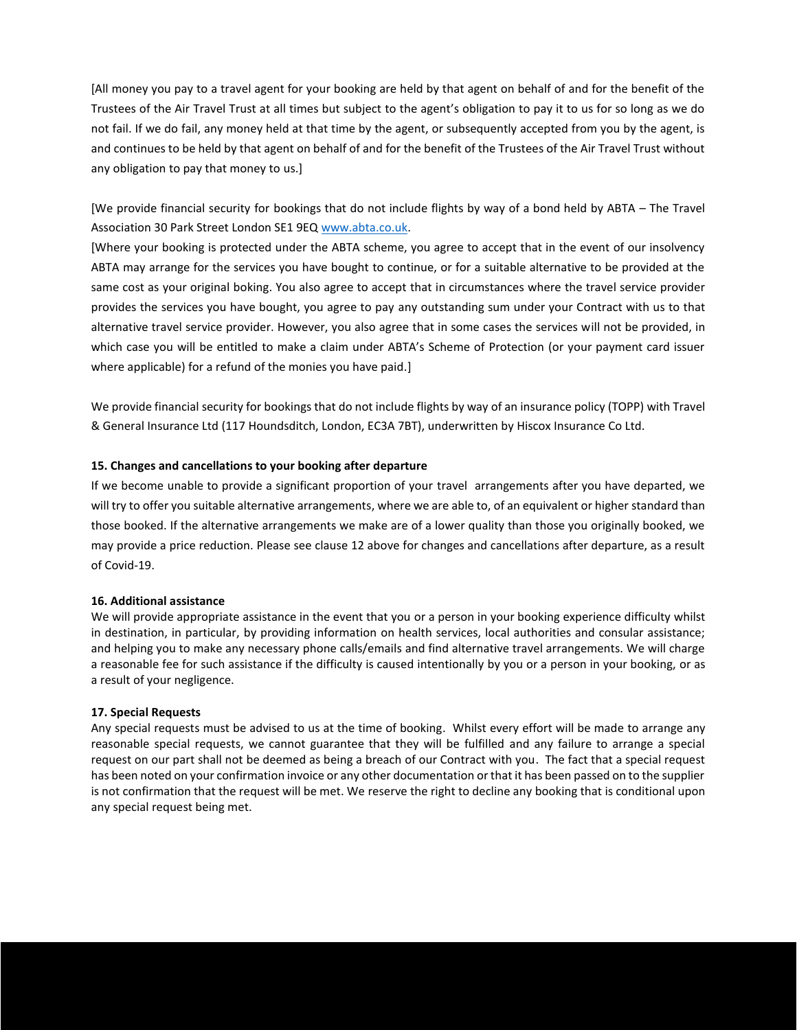[All money you pay to a travel agent for your booking are held by that agent on behalf of and for the benefit of the Trustees of the Air Travel Trust at all times but subject to the agent's obligation to pay it to us for so long as we do not fail. If we do fail, any money held at that time by the agent, or subsequently accepted from you by the agent, is and continues to be held by that agent on behalf of and for the benefit of the Trustees of the Air Travel Trust without any obligation to pay that money to us.]

[We provide financial security for bookings that do not include flights by way of a bond held by ABTA – The Travel Association 30 Park Street London SE1 9EQ www.abta.co.uk.
[Where your booking is protected under the ABTA scheme, you agree to accept that in the event of our insolvency ABTA may arrange for the services you have bought to continue, or for a suitable alternative to be provided at the same cost as your original boking. You also agree to accept that in circumstances where the travel service provider provides the services you have bought, you agree to pay any outstanding sum under your Contract with us to that alternative travel service provider. However, you also agree that in some cases the services will not be provided, in which case you will be entitled to make a claim under ABTA's Scheme of Protection (or your payment card issuer where applicable) for a refund of the monies you have paid.]

We provide financial security for bookings that do not include flights by way of an insurance policy (TOPP) with Travel & General Insurance Ltd (117 Houndsditch, London, EC3A 7BT), underwritten by Hiscox Insurance Co Ltd.

**15. Changes and cancellations to your booking after departure**

If we become unable to provide a significant proportion of your travel arrangements after you have departed, we will try to offer you suitable alternative arrangements, where we are able to, of an equivalent or higher standard than those booked. If the alternative arrangements we make are of a lower quality than those you originally booked, we may provide a price reduction. Please see clause 12 above for changes and cancellations after departure, as a result of Covid-19.

**16. Additional assistance**

We will provide appropriate assistance in the event that you or a person in your booking experience difficulty whilst in destination, in particular, by providing information on health services, local authorities and consular assistance; and helping you to make any necessary phone calls/emails and find alternative travel arrangements. We will charge a reasonable fee for such assistance if the difficulty is caused intentionally by you or a person in your booking, or as a result of your negligence.

**17. Special Requests**

Any special requests must be advised to us at the time of booking. Whilst every effort will be made to arrange any reasonable special requests, we cannot guarantee that they will be fulfilled and any failure to arrange a special request on our part shall not be deemed as being a breach of our Contract with you. The fact that a special request has been noted on your confirmation invoice or any other documentation or that it has been passed on to the supplier is not confirmation that the request will be met. We reserve the right to decline any booking that is conditional upon any special request being met.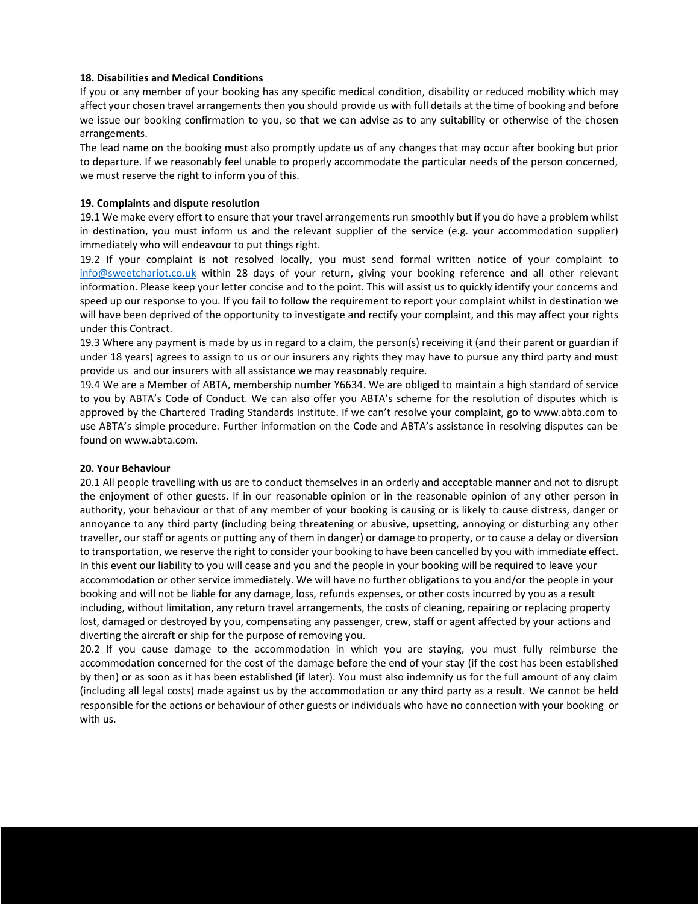**18. Disabilities and Medical Conditions**

If you or any member of your booking has any specific medical condition, disability or reduced mobility which may affect your chosen travel arrangements then you should provide us with full details at the time of booking and before we issue our booking confirmation to you, so that we can advise as to any suitability or otherwise of the chosen arrangements.

The lead name on the booking must also promptly update us of any changes that may occur after booking but prior to departure. If we reasonably feel unable to properly accommodate the particular needs of the person concerned, we must reserve the right to inform you of this.

**19. Complaints and dispute resolution**

19.1 We make every effort to ensure that your travel arrangements run smoothly but if you do have a problem whilst in destination, you must inform us and the relevant supplier of the service (e.g. your accommodation supplier) immediately who will endeavour to put things right.

19.2 If your complaint is not resolved locally, you must send formal written notice of your complaint to info@sweetchariot.co.uk within 28 days of your return, giving your booking reference and all other relevant information. Please keep your letter concise and to the point. This will assist us to quickly identify your concerns and speed up our response to you. If you fail to follow the requirement to report your complaint whilst in destination we will have been deprived of the opportunity to investigate and rectify your complaint, and this may affect your rights under this Contract.

19.3 Where any payment is made by us in regard to a claim, the person(s) receiving it (and their parent or guardian if under 18 years) agrees to assign to us or our insurers any rights they may have to pursue any third party and must provide us and our insurers with all assistance we may reasonably require.

19.4 We are a Member of ABTA, membership number Y6634. We are obliged to maintain a high standard of service to you by ABTA's Code of Conduct. We can also offer you ABTA's scheme for the resolution of disputes which is approved by the Chartered Trading Standards Institute. If we can't resolve your complaint, go to www.abta.com to use ABTA's simple procedure. Further information on the Code and ABTA's assistance in resolving disputes can be found on www.abta.com.

**20. Your Behaviour**

20.1 All people travelling with us are to conduct themselves in an orderly and acceptable manner and not to disrupt the enjoyment of other guests. If in our reasonable opinion or in the reasonable opinion of any other person in authority, your behaviour or that of any member of your booking is causing or is likely to cause distress, danger or annoyance to any third party (including being threatening or abusive, upsetting, annoying or disturbing any other traveller, our staff or agents or putting any of them in danger) or damage to property, or to cause a delay or diversion to transportation, we reserve the right to consider your booking to have been cancelled by you with immediate effect. In this event our liability to you will cease and you and the people in your booking will be required to leave your accommodation or other service immediately. We will have no further obligations to you and/or the people in your booking and will not be liable for any damage, loss, refunds expenses, or other costs incurred by you as a result including, without limitation, any return travel arrangements, the costs of cleaning, repairing or replacing property lost, damaged or destroyed by you, compensating any passenger, crew, staff or agent affected by your actions and diverting the aircraft or ship for the purpose of removing you.

20.2 If you cause damage to the accommodation in which you are staying, you must fully reimburse the accommodation concerned for the cost of the damage before the end of your stay (if the cost has been established by then) or as soon as it has been established (if later). You must also indemnify us for the full amount of any claim (including all legal costs) made against us by the accommodation or any third party as a result. We cannot be held responsible for the actions or behaviour of other guests or individuals who have no connection with your booking or with us.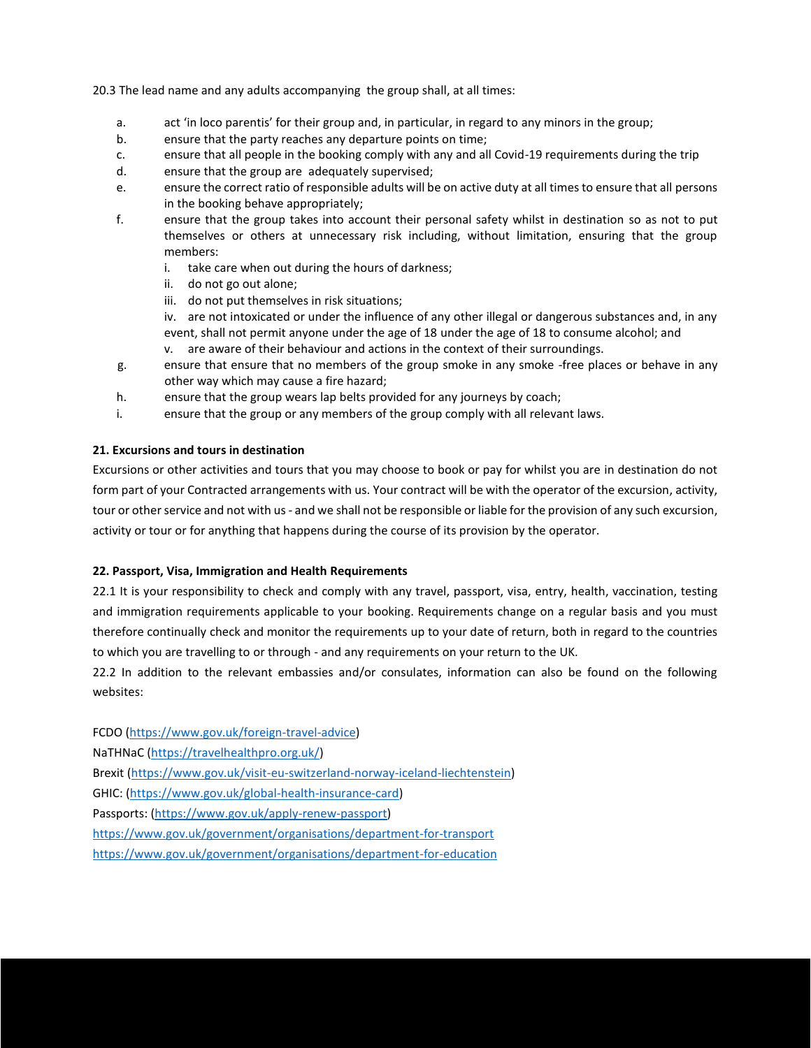20.3 The lead name and any adults accompanying the group shall, at all times:

a. act 'in loco parentis' for their group and, in particular, in regard to any minors in the group;

b. ensure that the party reaches any departure points on time;

c. ensure that all people in the booking comply with any and all Covid-19 requirements during the trip

d. ensure that the group are adequately supervised;

e. ensure the correct ratio of responsible adults will be on active duty at all times to ensure that all persons in the booking behave appropriately;

f. ensure that the group takes into account their personal safety whilst in destination so as not to put themselves or others at unnecessary risk including, without limitation, ensuring that the group members:

   i. take care when out during the hours of darkness;

   ii. do not go out alone;

   iii. do not put themselves in risk situations;

   iv. are not intoxicated or under the influence of any other illegal or dangerous substances and, in any event, shall not permit anyone under the age of 18 under the age of 18 to consume alcohol; and

   v. are aware of their behaviour and actions in the context of their surroundings.

g. ensure that ensure that no members of the group smoke in any smoke -free places or behave in any other way which may cause a fire hazard;

h. ensure that the group wears lap belts provided for any journeys by coach;

i. ensure that the group or any members of the group comply with all relevant laws.

**21. Excursions and tours in destination**

Excursions or other activities and tours that you may choose to book or pay for whilst you are in destination do not form part of your Contracted arrangements with us. Your contract will be with the operator of the excursion, activity, tour or other service and not with us - and we shall not be responsible or liable for the provision of any such excursion, activity or tour or for anything that happens during the course of its provision by the operator.

**22. Passport, Visa, Immigration and Health Requirements**

22.1 It is your responsibility to check and comply with any travel, passport, visa, entry, health, vaccination, testing and immigration requirements applicable to your booking. Requirements change on a regular basis and you must therefore continually check and monitor the requirements up to your date of return, both in regard to the countries to which you are travelling to or through - and any requirements on your return to the UK.

22.2 In addition to the relevant embassies and/or consulates, information can also be found on the following websites:

FCDO (https://www.gov.uk/foreign-travel-advice)

NaTHNaC (https://travelhealthpro.org.uk/)

Brexit (https://www.gov.uk/visit-eu-switzerland-norway-iceland-liechtenstein)

GHIC: (https://www.gov.uk/global-health-insurance-card)

Passports: (https://www.gov.uk/apply-renew-passport)

https://www.gov.uk/government/organisations/department-for-transport

https://www.gov.uk/government/organisations/department-for-education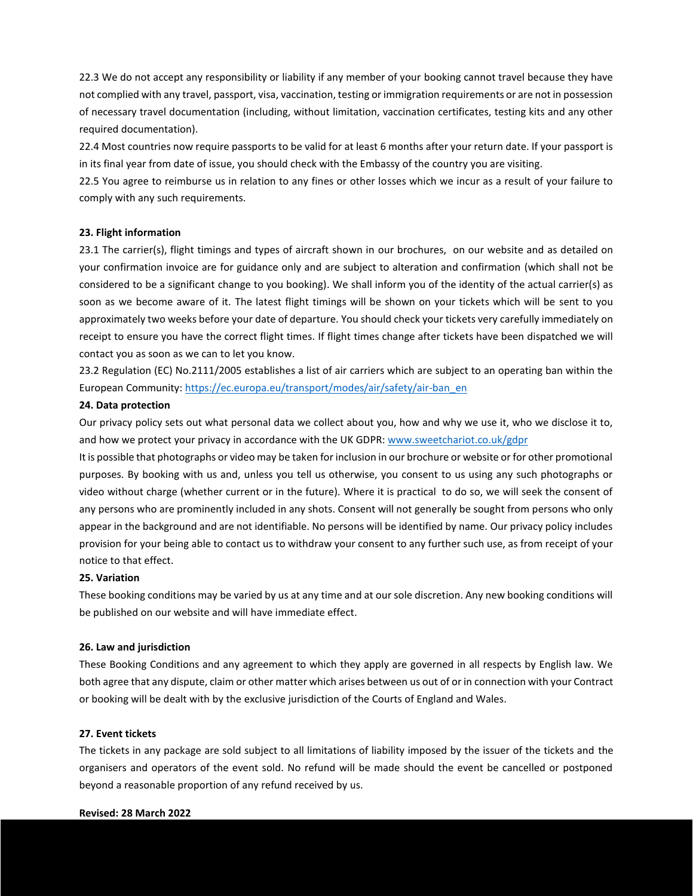22.3 We do not accept any responsibility or liability if any member of your booking cannot travel because they have not complied with any travel, passport, visa, vaccination, testing or immigration requirements or are not in possession of necessary travel documentation (including, without limitation, vaccination certificates, testing kits and any other required documentation).

22.4 Most countries now require passports to be valid for at least 6 months after your return date. If your passport is in its final year from date of issue, you should check with the Embassy of the country you are visiting.

22.5 You agree to reimburse us in relation to any fines or other losses which we incur as a result of your failure to comply with any such requirements.

**23. Flight information**

23.1 The carrier(s), flight timings and types of aircraft shown in our brochures, on our website and as detailed on your confirmation invoice are for guidance only and are subject to alteration and confirmation (which shall not be considered to be a significant change to you booking). We shall inform you of the identity of the actual carrier(s) as soon as we become aware of it. The latest flight timings will be shown on your tickets which will be sent to you approximately two weeks before your date of departure. You should check your tickets very carefully immediately on receipt to ensure you have the correct flight times. If flight times change after tickets have been dispatched we will contact you as soon as we can to let you know.

23.2 Regulation (EC) No.2111/2005 establishes a list of air carriers which are subject to an operating ban within the European Community: [https://ec.europa.eu/transport/modes/air/safety/air-ban_en](https://ec.europa.eu/transport/modes/air/safety/air-ban_en)

**24. Data protection**

Our privacy policy sets out what personal data we collect about you, how and why we use it, who we disclose it to, and how we protect your privacy in accordance with the UK GDPR: [www.sweetchariot.co.uk/gdpr](http://www.sweetchariot.co.uk/gdpr)

It is possible that photographs or video may be taken for inclusion in our brochure or website or for other promotional purposes. By booking with us and, unless you tell us otherwise, you consent to us using any such photographs or video without charge (whether current or in the future). Where it is practical to do so, we will seek the consent of any persons who are prominently included in any shots. Consent will not generally be sought from persons who only appear in the background and are not identifiable. No persons will be identified by name. Our privacy policy includes provision for your being able to contact us to withdraw your consent to any further such use, as from receipt of your notice to that effect.

**25. Variation**

These booking conditions may be varied by us at any time and at our sole discretion. Any new booking conditions will be published on our website and will have immediate effect.

**26. Law and jurisdiction**

These Booking Conditions and any agreement to which they apply are governed in all respects by English law. We both agree that any dispute, claim or other matter which arises between us out of or in connection with your Contract or booking will be dealt with by the exclusive jurisdiction of the Courts of England and Wales.

**27. Event tickets**

The tickets in any package are sold subject to all limitations of liability imposed by the issuer of the tickets and the organisers and operators of the event sold. No refund will be made should the event be cancelled or postponed beyond a reasonable proportion of any refund received by us.

**Revised: 28 March 2022**